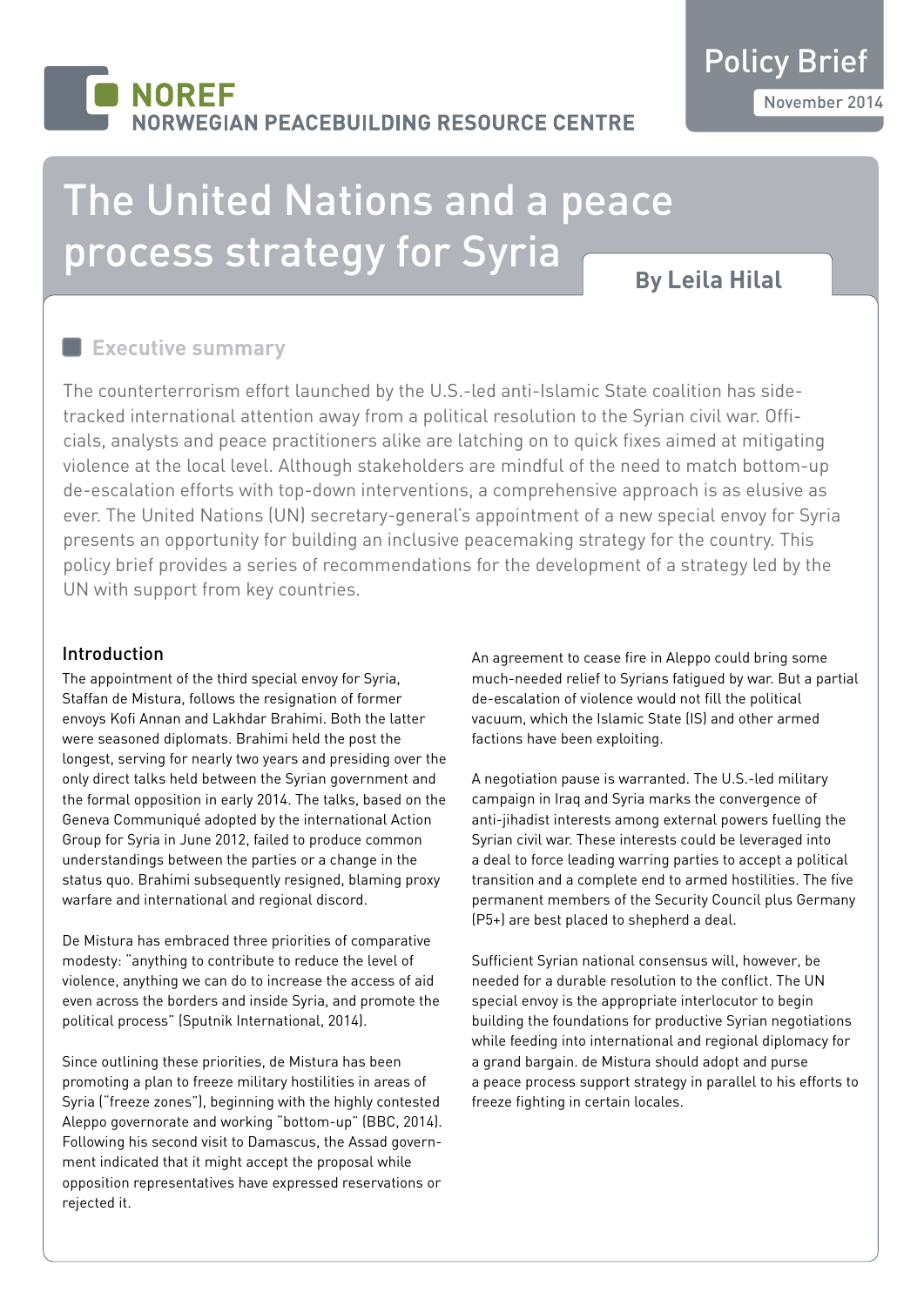NOREF
NORWEGIAN PEACEBUILDING RESOURCE CENTRE

Policy Brief
November 2014

# The United Nations and a peace process strategy for Syria

**By Leila Hilal**

## Executive summary

The counterterrorism effort launched by the U.S.-led anti-Islamic State coalition has side-tracked international attention away from a political resolution to the Syrian civil war. Officials, analysts and peace practitioners alike are latching on to quick fixes aimed at mitigating violence at the local level. Although stakeholders are mindful of the need to match bottom-up de-escalation efforts with top-down interventions, a comprehensive approach is as elusive as ever. The United Nations (UN) secretary-general's appointment of a new special envoy for Syria presents an opportunity for building an inclusive peacemaking strategy for the country. This policy brief provides a series of recommendations for the development of a strategy led by the UN with support from key countries.

### Introduction

The appointment of the third special envoy for Syria, Staffan de Mistura, follows the resignation of former envoys Kofi Annan and Lakhdar Brahimi. Both the latter were seasoned diplomats. Brahimi held the post the longest, serving for nearly two years and presiding over the only direct talks held between the Syrian government and the formal opposition in early 2014. The talks, based on the Geneva Communiqué adopted by the international Action Group for Syria in June 2012, failed to produce common understandings between the parties or a change in the status quo. Brahimi subsequently resigned, blaming proxy warfare and international and regional discord.

De Mistura has embraced three priorities of comparative modesty: "anything to contribute to reduce the level of violence, anything we can do to increase the access of aid even across the borders and inside Syria, and promote the political process" (Sputnik International, 2014).

Since outlining these priorities, de Mistura has been promoting a plan to freeze military hostilities in areas of Syria ("freeze zones"), beginning with the highly contested Aleppo governorate and working "bottom-up" (BBC, 2014). Following his second visit to Damascus, the Assad government indicated that it might accept the proposal while opposition representatives have expressed reservations or rejected it.

An agreement to cease fire in Aleppo could bring some much-needed relief to Syrians fatigued by war. But a partial de-escalation of violence would not fill the political vacuum, which the Islamic State (IS) and other armed factions have been exploiting.

A negotiation pause is warranted. The U.S.-led military campaign in Iraq and Syria marks the convergence of anti-jihadist interests among external powers fuelling the Syrian civil war. These interests could be leveraged into a deal to force leading warring parties to accept a political transition and a complete end to armed hostilities. The five permanent members of the Security Council plus Germany (P5+) are best placed to shepherd a deal.

Sufficient Syrian national consensus will, however, be needed for a durable resolution to the conflict. The UN special envoy is the appropriate interlocutor to begin building the foundations for productive Syrian negotiations while feeding into international and regional diplomacy for a grand bargain. de Mistura should adopt and pursue a peace process support strategy in parallel to his efforts to freeze fighting in certain locales.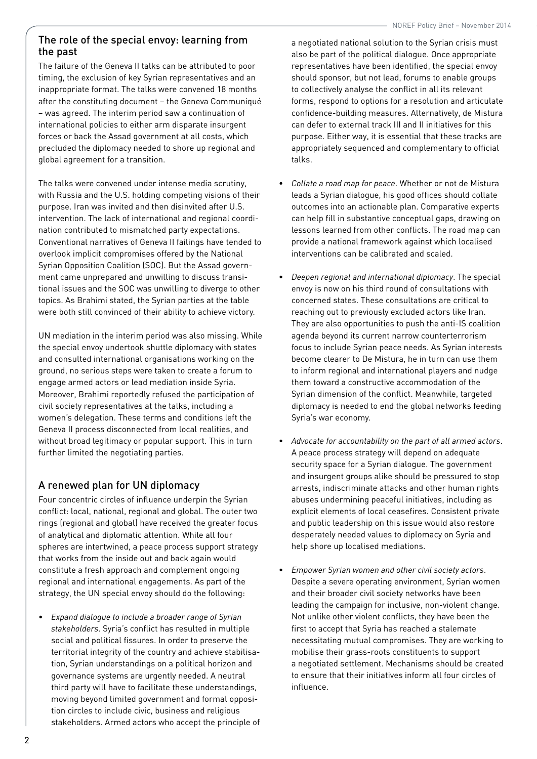## The role of the special envoy: learning from the past

The failure of the Geneva II talks can be attributed to poor timing, the exclusion of key Syrian representatives and an inappropriate format. The talks were convened 18 months after the constituting document – the Geneva Communiqué – was agreed. The interim period saw a continuation of international policies to either arm disparate insurgent forces or back the Assad government at all costs, which precluded the diplomacy needed to shore up regional and global agreement for a transition.

The talks were convened under intense media scrutiny, with Russia and the U.S. holding competing visions of their purpose. Iran was invited and then disinvited after U.S. intervention. The lack of international and regional coordination contributed to mismatched party expectations. Conventional narratives of Geneva II failings have tended to overlook implicit compromises offered by the National Syrian Opposition Coalition (SOC). But the Assad government came unprepared and unwilling to discuss transitional issues and the SOC was unwilling to diverge to other topics. As Brahimi stated, the Syrian parties at the table were both still convinced of their ability to achieve victory.

UN mediation in the interim period was also missing. While the special envoy undertook shuttle diplomacy with states and consulted international organisations working on the ground, no serious steps were taken to create a forum to engage armed actors or lead mediation inside Syria. Moreover, Brahimi reportedly refused the participation of civil society representatives at the talks, including a women's delegation. These terms and conditions left the Geneva II process disconnected from local realities, and without broad legitimacy or popular support. This in turn further limited the negotiating parties.

## A renewed plan for UN diplomacy

Four concentric circles of influence underpin the Syrian conflict: local, national, regional and global. The outer two rings (regional and global) have received the greater focus of analytical and diplomatic attention. While all four spheres are intertwined, a peace process support strategy that works from the inside out and back again would constitute a fresh approach and complement ongoing regional and international engagements. As part of the strategy, the UN special envoy should do the following:

- *Expand dialogue to include a broader range of Syrian stakeholders*. Syria's conflict has resulted in multiple social and political fissures. In order to preserve the territorial integrity of the country and achieve stabilisation, Syrian understandings on a political horizon and governance systems are urgently needed. A neutral third party will have to facilitate these understandings, moving beyond limited government and formal opposition circles to include civic, business and religious stakeholders. Armed actors who accept the principle of a negotiated national solution to the Syrian crisis must also be part of the political dialogue. Once appropriate representatives have been identified, the special envoy should sponsor, but not lead, forums to enable groups to collectively analyse the conflict in all its relevant forms, respond to options for a resolution and articulate confidence-building measures. Alternatively, de Mistura can defer to external track III and II initiatives for this purpose. Either way, it is essential that these tracks are appropriately sequenced and complementary to official talks.

- *Collate a road map for peace*. Whether or not de Mistura leads a Syrian dialogue, his good offices should collate outcomes into an actionable plan. Comparative experts can help fill in substantive conceptual gaps, drawing on lessons learned from other conflicts. The road map can provide a national framework against which localised interventions can be calibrated and scaled.

- *Deepen regional and international diplomacy*. The special envoy is now on his third round of consultations with concerned states. These consultations are critical to reaching out to previously excluded actors like Iran. They are also opportunities to push the anti-IS coalition agenda beyond its current narrow counterterrorism focus to include Syrian peace needs. As Syrian interests become clearer to De Mistura, he in turn can use them to inform regional and international players and nudge them toward a constructive accommodation of the Syrian dimension of the conflict. Meanwhile, targeted diplomacy is needed to end the global networks feeding Syria's war economy.

- *Advocate for accountability on the part of all armed actors*. A peace process strategy will depend on adequate security space for a Syrian dialogue. The government and insurgent groups alike should be pressured to stop arrests, indiscriminate attacks and other human rights abuses undermining peaceful initiatives, including as explicit elements of local ceasefires. Consistent private and public leadership on this issue would also restore desperately needed values to diplomacy on Syria and help shore up localised mediations.

- *Empower Syrian women and other civil society actors*. Despite a severe operating environment, Syrian women and their broader civil society networks have been leading the campaign for inclusive, non-violent change. Not unlike other violent conflicts, they have been the first to accept that Syria has reached a stalemate necessitating mutual compromises. They are working to mobilise their grass-roots constituents to support a negotiated settlement. Mechanisms should be created to ensure that their initiatives inform all four circles of influence.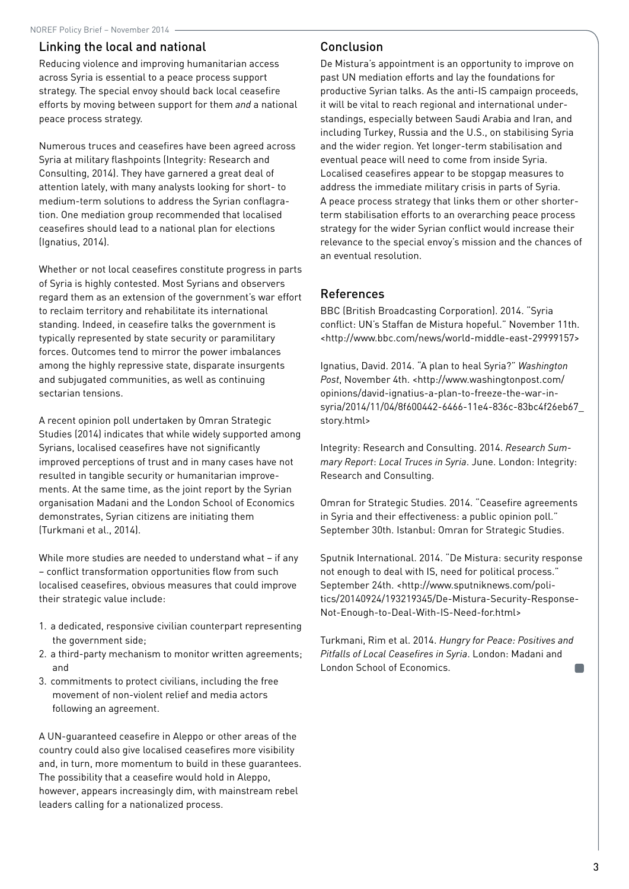## Linking the local and national

Reducing violence and improving humanitarian access across Syria is essential to a peace process support strategy. The special envoy should back local ceasefire efforts by moving between support for them *and* a national peace process strategy.

Numerous truces and ceasefires have been agreed across Syria at military flashpoints (Integrity: Research and Consulting, 2014). They have garnered a great deal of attention lately, with many analysts looking for short- to medium-term solutions to address the Syrian conflagration. One mediation group recommended that localised ceasefires should lead to a national plan for elections (Ignatius, 2014).

Whether or not local ceasefires constitute progress in parts of Syria is highly contested. Most Syrians and observers regard them as an extension of the government's war effort to reclaim territory and rehabilitate its international standing. Indeed, in ceasefire talks the government is typically represented by state security or paramilitary forces. Outcomes tend to mirror the power imbalances among the highly repressive state, disparate insurgents and subjugated communities, as well as continuing sectarian tensions.

A recent opinion poll undertaken by Omran Strategic Studies (2014) indicates that while widely supported among Syrians, localised ceasefires have not significantly improved perceptions of trust and in many cases have not resulted in tangible security or humanitarian improvements. At the same time, as the joint report by the Syrian organisation Madani and the London School of Economics demonstrates, Syrian citizens are initiating them (Turkmani et al., 2014).

While more studies are needed to understand what – if any – conflict transformation opportunities flow from such localised ceasefires, obvious measures that could improve their strategic value include:

1. a dedicated, responsive civilian counterpart representing the government side;
2. a third-party mechanism to monitor written agreements; and
3. commitments to protect civilians, including the free movement of non-violent relief and media actors following an agreement.

A UN-guaranteed ceasefire in Aleppo or other areas of the country could also give localised ceasefires more visibility and, in turn, more momentum to build in these guarantees. The possibility that a ceasefire would hold in Aleppo, however, appears increasingly dim, with mainstream rebel leaders calling for a nationalized process.

## Conclusion

De Mistura's appointment is an opportunity to improve on past UN mediation efforts and lay the foundations for productive Syrian talks. As the anti-IS campaign proceeds, it will be vital to reach regional and international understandings, especially between Saudi Arabia and Iran, and including Turkey, Russia and the U.S., on stabilising Syria and the wider region. Yet longer-term stabilisation and eventual peace will need to come from inside Syria. Localised ceasefires appear to be stopgap measures to address the immediate military crisis in parts of Syria. A peace process strategy that links them or other shorter-term stabilisation efforts to an overarching peace process strategy for the wider Syrian conflict would increase their relevance to the special envoy's mission and the chances of an eventual resolution.

## References

BBC (British Broadcasting Corporation). 2014. "Syria conflict: UN's Staffan de Mistura hopeful." November 11th. <http://www.bbc.com/news/world-middle-east-29999157>

Ignatius, David. 2014. "A plan to heal Syria?" *Washington Post*, November 4th. <http://www.washingtonpost.com/opinions/david-ignatius-a-plan-to-freeze-the-war-in-syria/2014/11/04/8f600442-6466-11e4-836c-83bc4f26eb67_story.html>

Integrity: Research and Consulting. 2014. *Research Summary Report: Local Truces in Syria*. June. London: Integrity: Research and Consulting.

Omran for Strategic Studies. 2014. "Ceasefire agreements in Syria and their effectiveness: a public opinion poll." September 30th. Istanbul: Omran for Strategic Studies.

Sputnik International. 2014. "De Mistura: security response not enough to deal with IS, need for political process." September 24th. <http://www.sputniknews.com/politics/20140924/193219345/De-Mistura-Security-Response-Not-Enough-to-Deal-With-IS-Need-for.html>

Turkmani, Rim et al. 2014. *Hungry for Peace: Positives and Pitfalls of Local Ceasefires in Syria*. London: Madani and London School of Economics.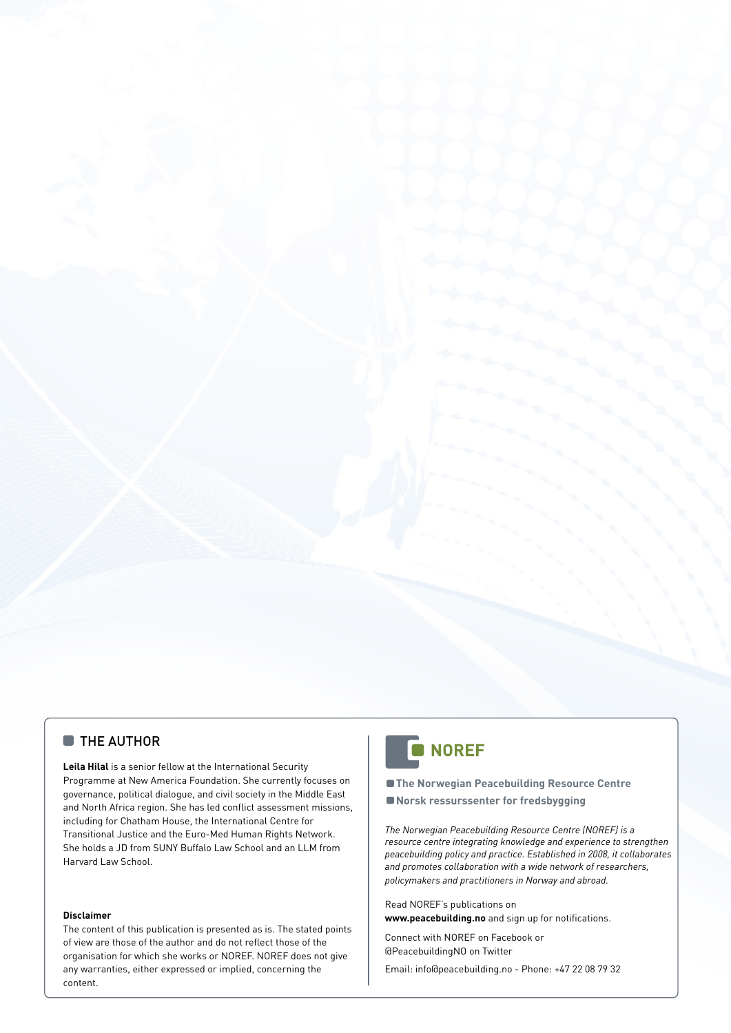## THE AUTHOR

**Leila Hilal** is a senior fellow at the International Security Programme at New America Foundation. She currently focuses on governance, political dialogue, and civil society in the Middle East and North Africa region. She has led conflict assessment missions, including for Chatham House, the International Centre for Transitional Justice and the Euro-Med Human Rights Network. She holds a JD from SUNY Buffalo Law School and an LLM from Harvard Law School.

**Disclaimer**

The content of this publication is presented as is. The stated points of view are those of the author and do not reflect those of the organisation for which she works or NOREF. NOREF does not give any warranties, either expressed or implied, concerning the content.

**NOREF**

**The Norwegian Peacebuilding Resource Centre**

**Norsk ressurssenter for fredsbygging**

*The Norwegian Peacebuilding Resource Centre (NOREF) is a resource centre integrating knowledge and experience to strengthen peacebuilding policy and practice. Established in 2008, it collaborates and promotes collaboration with a wide network of researchers, policymakers and practitioners in Norway and abroad.*

Read NOREF's publications on **www.peacebuilding.no** and sign up for notifications.

Connect with NOREF on Facebook or @PeacebuildingNO on Twitter

Email: info@peacebuilding.no - Phone: +47 22 08 79 32